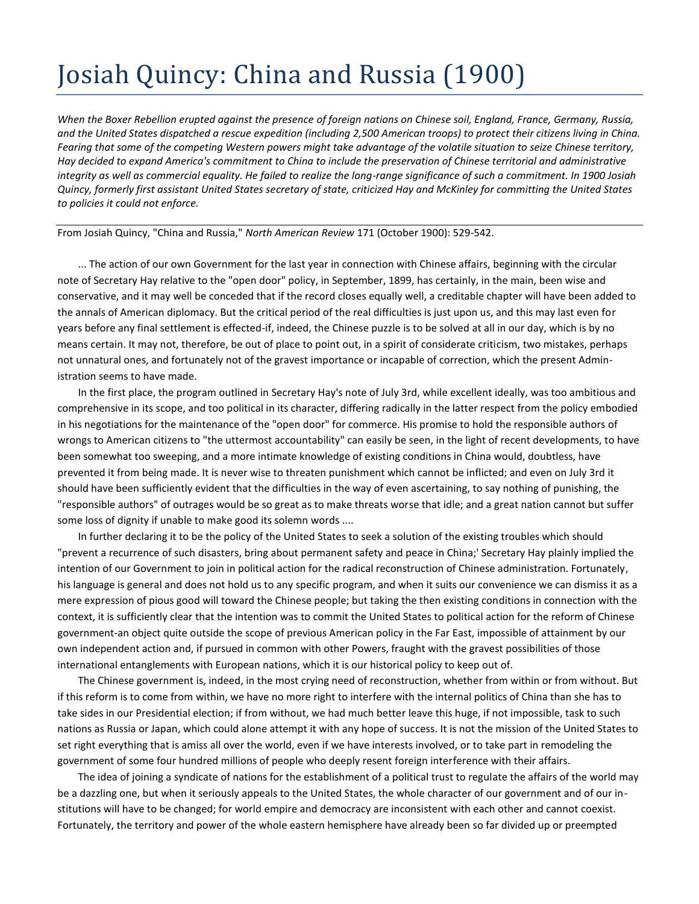# Josiah Quincy: China and Russia (1900)

*When the Boxer Rebellion erupted against the presence of foreign nations on Chinese soil, England, France, Germany, Russia, and the United States dispatched a rescue expedition (including 2,500 American troops) to protect their citizens living in China. Fearing that some of the competing Western powers might take advantage of the volatile situation to seize Chinese territory, Hay decided to expand America's commitment to China to include the preservation of Chinese territorial and administrative integrity as well as commercial equality. He failed to realize the long-range significance of such a commitment. In 1900 Josiah Quincy, formerly first assistant United States secretary of state, criticized Hay and McKinley for committing the United States to policies it could not enforce.*

---

From Josiah Quincy, "China and Russia," *North American Review* 171 (October 1900): 529-542.

... The action of our own Government for the last year in connection with Chinese affairs, beginning with the circular note of Secretary Hay relative to the "open door" policy, in September, 1899, has certainly, in the main, been wise and conservative, and it may well be conceded that if the record closes equally well, a creditable chapter will have been added to the annals of American diplomacy. But the critical period of the real difficulties is just upon us, and this may last even for years before any final settlement is effected-if, indeed, the Chinese puzzle is to be solved at all in our day, which is by no means certain. It may not, therefore, be out of place to point out, in a spirit of considerate criticism, two mistakes, perhaps not unnatural ones, and fortunately not of the gravest importance or incapable of correction, which the present Administration seems to have made.

In the first place, the program outlined in Secretary Hay's note of July 3rd, while excellent ideally, was too ambitious and comprehensive in its scope, and too political in its character, differing radically in the latter respect from the policy embodied in his negotiations for the maintenance of the "open door" for commerce. His promise to hold the responsible authors of wrongs to American citizens to "the uttermost accountability" can easily be seen, in the light of recent developments, to have been somewhat too sweeping, and a more intimate knowledge of existing conditions in China would, doubtless, have prevented it from being made. It is never wise to threaten punishment which cannot be inflicted; and even on July 3rd it should have been sufficiently evident that the difficulties in the way of even ascertaining, to say nothing of punishing, the "responsible authors" of outrages would be so great as to make threats worse that idle; and a great nation cannot but suffer some loss of dignity if unable to make good its solemn words ....

In further declaring it to be the policy of the United States to seek a solution of the existing troubles which should "prevent a recurrence of such disasters, bring about permanent safety and peace in China;' Secretary Hay plainly implied the intention of our Government to join in political action for the radical reconstruction of Chinese administration. Fortunately, his language is general and does not hold us to any specific program, and when it suits our convenience we can dismiss it as a mere expression of pious good will toward the Chinese people; but taking the then existing conditions in connection with the context, it is sufficiently clear that the intention was to commit the United States to political action for the reform of Chinese government-an object quite outside the scope of previous American policy in the Far East, impossible of attainment by our own independent action and, if pursued in common with other Powers, fraught with the gravest possibilities of those international entanglements with European nations, which it is our historical policy to keep out of.

The Chinese government is, indeed, in the most crying need of reconstruction, whether from within or from without. But if this reform is to come from within, we have no more right to interfere with the internal politics of China than she has to take sides in our Presidential election; if from without, we had much better leave this huge, if not impossible, task to such nations as Russia or Japan, which could alone attempt it with any hope of success. It is not the mission of the United States to set right everything that is amiss all over the world, even if we have interests involved, or to take part in remodeling the government of some four hundred millions of people who deeply resent foreign interference with their affairs.

The idea of joining a syndicate of nations for the establishment of a political trust to regulate the affairs of the world may be a dazzling one, but when it seriously appeals to the United States, the whole character of our government and of our institutions will have to be changed; for world empire and democracy are inconsistent with each other and cannot coexist. Fortunately, the territory and power of the whole eastern hemisphere have already been so far divided up or preempted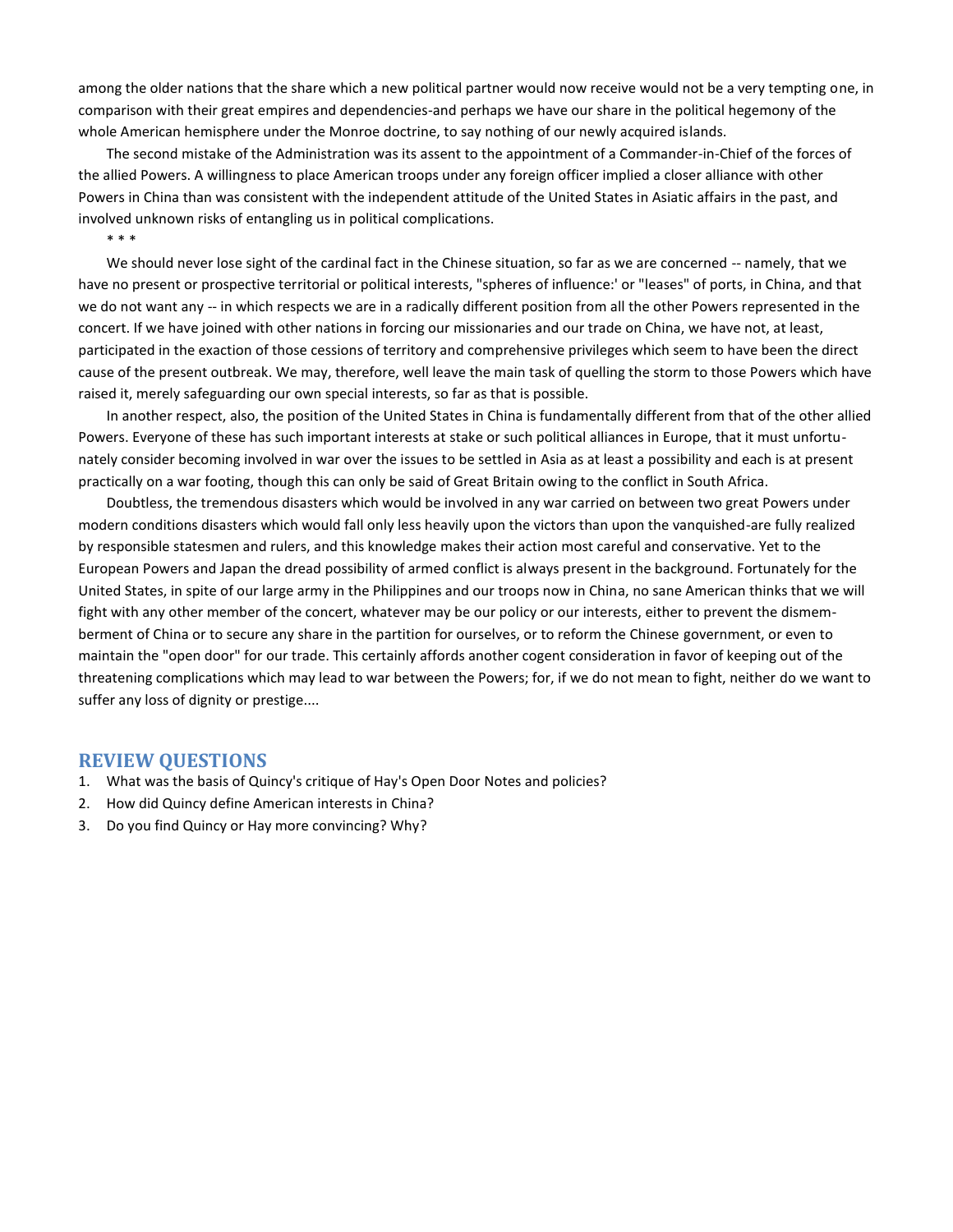among the older nations that the share which a new political partner would now receive would not be a very tempting one, in comparison with their great empires and dependencies-and perhaps we have our share in the political hegemony of the whole American hemisphere under the Monroe doctrine, to say nothing of our newly acquired islands.

The second mistake of the Administration was its assent to the appointment of a Commander-in-Chief of the forces of the allied Powers. A willingness to place American troops under any foreign officer implied a closer alliance with other Powers in China than was consistent with the independent attitude of the United States in Asiatic affairs in the past, and involved unknown risks of entangling us in political complications.

\* \* \*

We should never lose sight of the cardinal fact in the Chinese situation, so far as we are concerned -- namely, that we have no present or prospective territorial or political interests, "spheres of influence:' or "leases" of ports, in China, and that we do not want any -- in which respects we are in a radically different position from all the other Powers represented in the concert. If we have joined with other nations in forcing our missionaries and our trade on China, we have not, at least, participated in the exaction of those cessions of territory and comprehensive privileges which seem to have been the direct cause of the present outbreak. We may, therefore, well leave the main task of quelling the storm to those Powers which have raised it, merely safeguarding our own special interests, so far as that is possible.

In another respect, also, the position of the United States in China is fundamentally different from that of the other allied Powers. Everyone of these has such important interests at stake or such political alliances in Europe, that it must unfortunately consider becoming involved in war over the issues to be settled in Asia as at least a possibility and each is at present practically on a war footing, though this can only be said of Great Britain owing to the conflict in South Africa.

Doubtless, the tremendous disasters which would be involved in any war carried on between two great Powers under modern conditions disasters which would fall only less heavily upon the victors than upon the vanquished-are fully realized by responsible statesmen and rulers, and this knowledge makes their action most careful and conservative. Yet to the European Powers and Japan the dread possibility of armed conflict is always present in the background. Fortunately for the United States, in spite of our large army in the Philippines and our troops now in China, no sane American thinks that we will fight with any other member of the concert, whatever may be our policy or our interests, either to prevent the dismemberment of China or to secure any share in the partition for ourselves, or to reform the Chinese government, or even to maintain the "open door" for our trade. This certainly affords another cogent consideration in favor of keeping out of the threatening complications which may lead to war between the Powers; for, if we do not mean to fight, neither do we want to suffer any loss of dignity or prestige....

## REVIEW QUESTIONS

1. What was the basis of Quincy's critique of Hay's Open Door Notes and policies?
2. How did Quincy define American interests in China?
3. Do you find Quincy or Hay more convincing? Why?